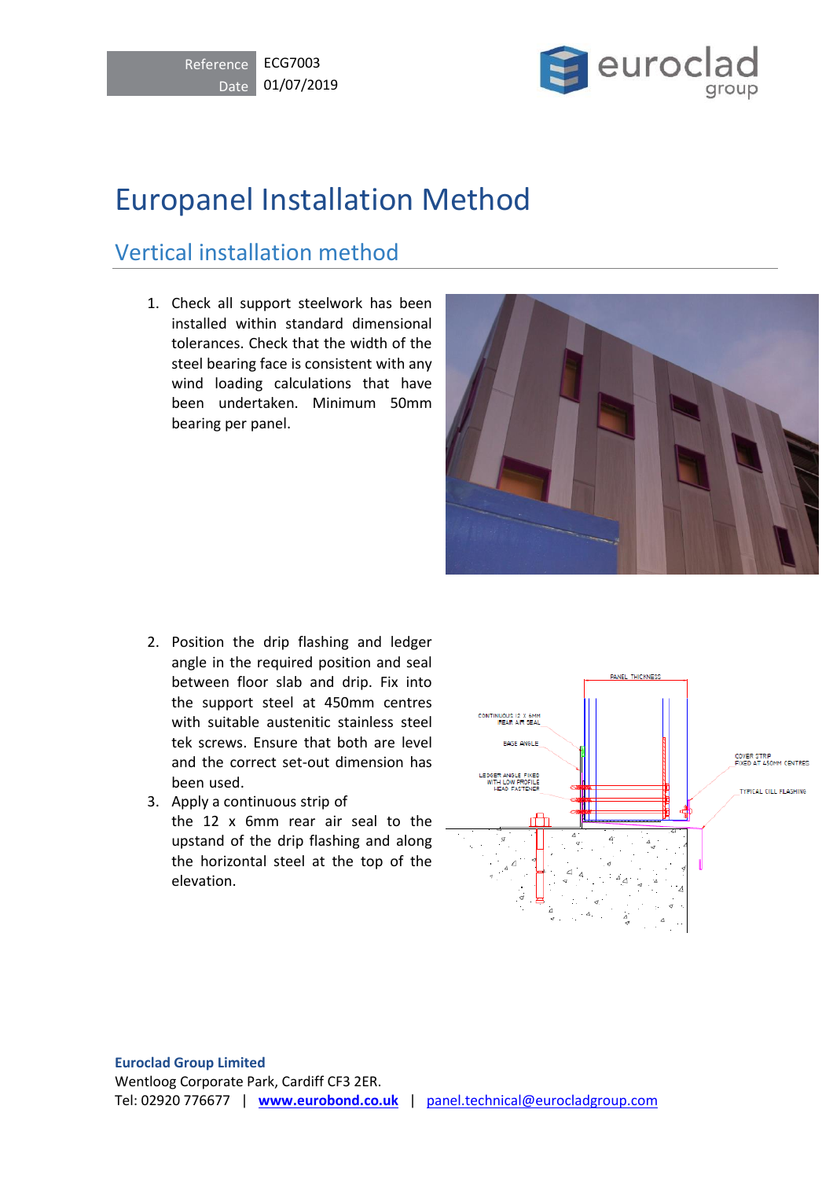| Reference | ECG7003 |
| --- | --- |
| Date | 01/07/2019 |

# Europanel Installation Method

## Vertical installation method

1. Check all support steelwork has been installed within standard dimensional tolerances. Check that the width of the steel bearing face is consistent with any wind loading calculations that have been undertaken. Minimum 50mm bearing per panel.

2. Position the drip flashing and ledger angle in the required position and seal between floor slab and drip. Fix into the support steel at 450mm centres with suitable austenitic stainless steel tek screws. Ensure that both are level and the correct set-out dimension has been used.
3. Apply a continuous strip of the 12 x 6mm rear air seal to the upstand of the drip flashing and along the horizontal steel at the top of the elevation.

**Euroclad Group Limited**
Wentloog Corporate Park, Cardiff CF3 2ER.
Tel: 02920 776677 | **www.eurobond.co.uk** | panel.technical@eurocladgroup.com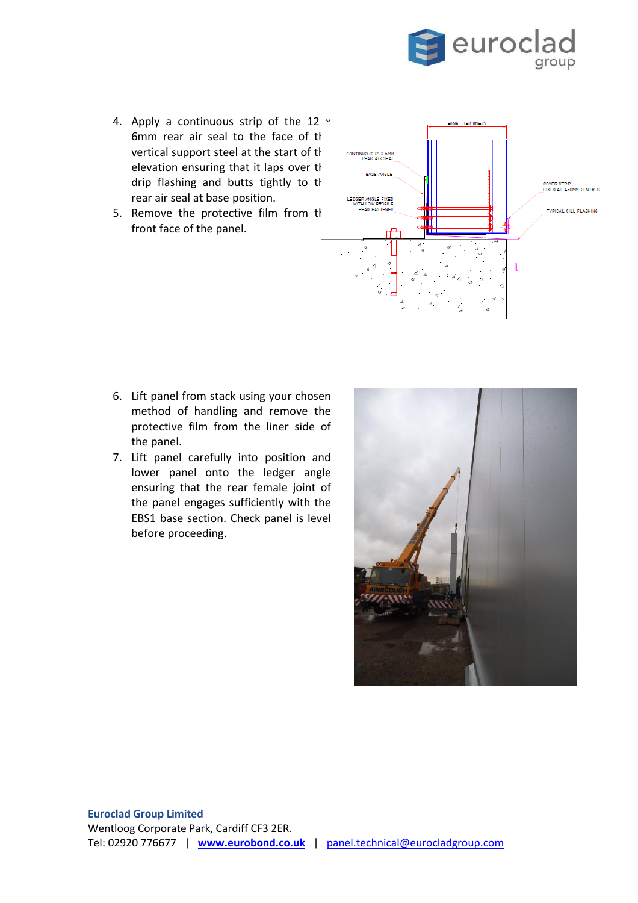4. Apply a continuous strip of the 12 x 6mm rear air seal to the face of the vertical support steel at the start of the elevation ensuring that it laps over the drip flashing and butts tightly to the rear air seal at base position.
5. Remove the protective film from the front face of the panel.

6. Lift panel from stack using your chosen method of handling and remove the protective film from the liner side of the panel.
7. Lift panel carefully into position and lower panel onto the ledger angle ensuring that the rear female joint of the panel engages sufficiently with the EBS1 base section. Check panel is level before proceeding.

**Euroclad Group Limited**
Wentloog Corporate Park, Cardiff CF3 2ER.
Tel: 02920 776677 | **www.eurobond.co.uk** | panel.technical@eurocladgroup.com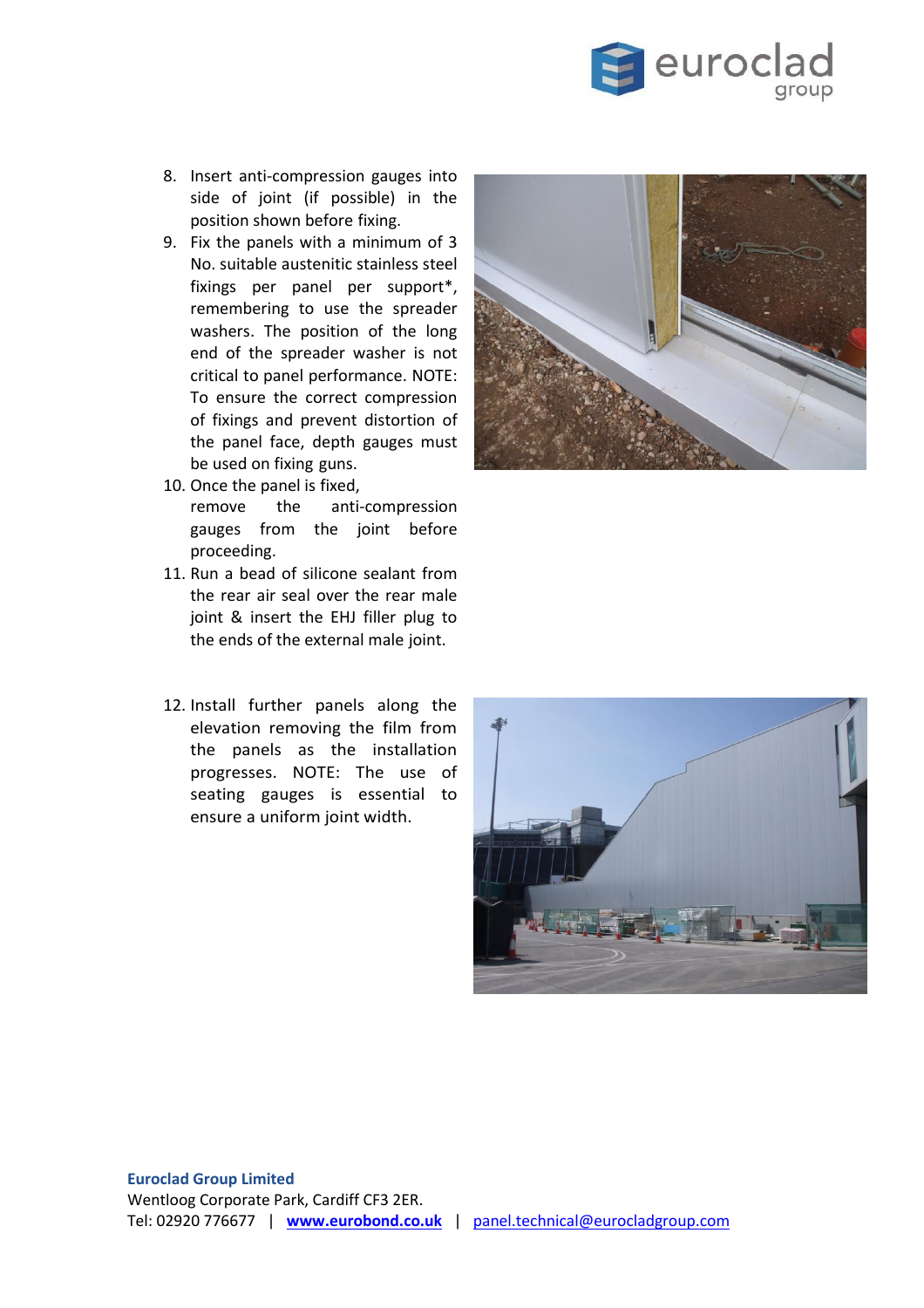8. Insert anti-compression gauges into side of joint (if possible) in the position shown before fixing.
9. Fix the panels with a minimum of 3 No. suitable austenitic stainless steel fixings per panel per support*, remembering to use the spreader washers. The position of the long end of the spreader washer is not critical to panel performance. NOTE: To ensure the correct compression of fixings and prevent distortion of the panel face, depth gauges must be used on fixing guns.
10. Once the panel is fixed, remove the anti-compression gauges from the joint before proceeding.
11. Run a bead of silicone sealant from the rear air seal over the rear male joint & insert the EHJ filler plug to the ends of the external male joint.
12. Install further panels along the elevation removing the film from the panels as the installation progresses. NOTE: The use of seating gauges is essential to ensure a uniform joint width.

**Euroclad Group Limited**
Wentloog Corporate Park, Cardiff CF3 2ER.
Tel: 02920 776677 | **www.eurobond.co.uk** | panel.technical@eurocladgroup.com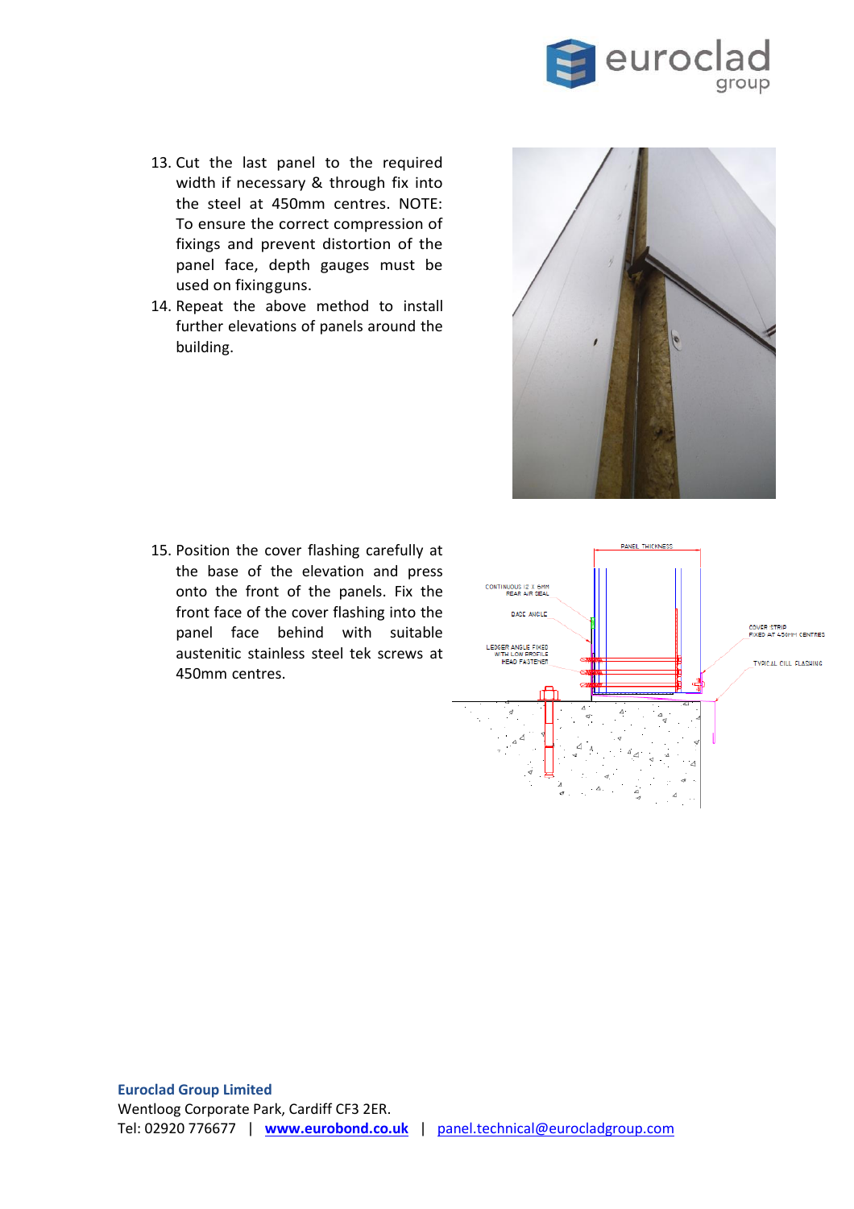13. Cut the last panel to the required width if necessary & through fix into the steel at 450mm centres. NOTE: To ensure the correct compression of fixings and prevent distortion of the panel face, depth gauges must be used on fixingguns.
14. Repeat the above method to install further elevations of panels around the building.
15. Position the cover flashing carefully at the base of the elevation and press onto the front of the panels. Fix the front face of the cover flashing into the panel face behind with suitable austenitic stainless steel tek screws at 450mm centres.

**Euroclad Group Limited**
Wentloog Corporate Park, Cardiff CF3 2ER.
Tel: 02920 776677 | **www.eurobond.co.uk** | panel.technical@eurocladgroup.com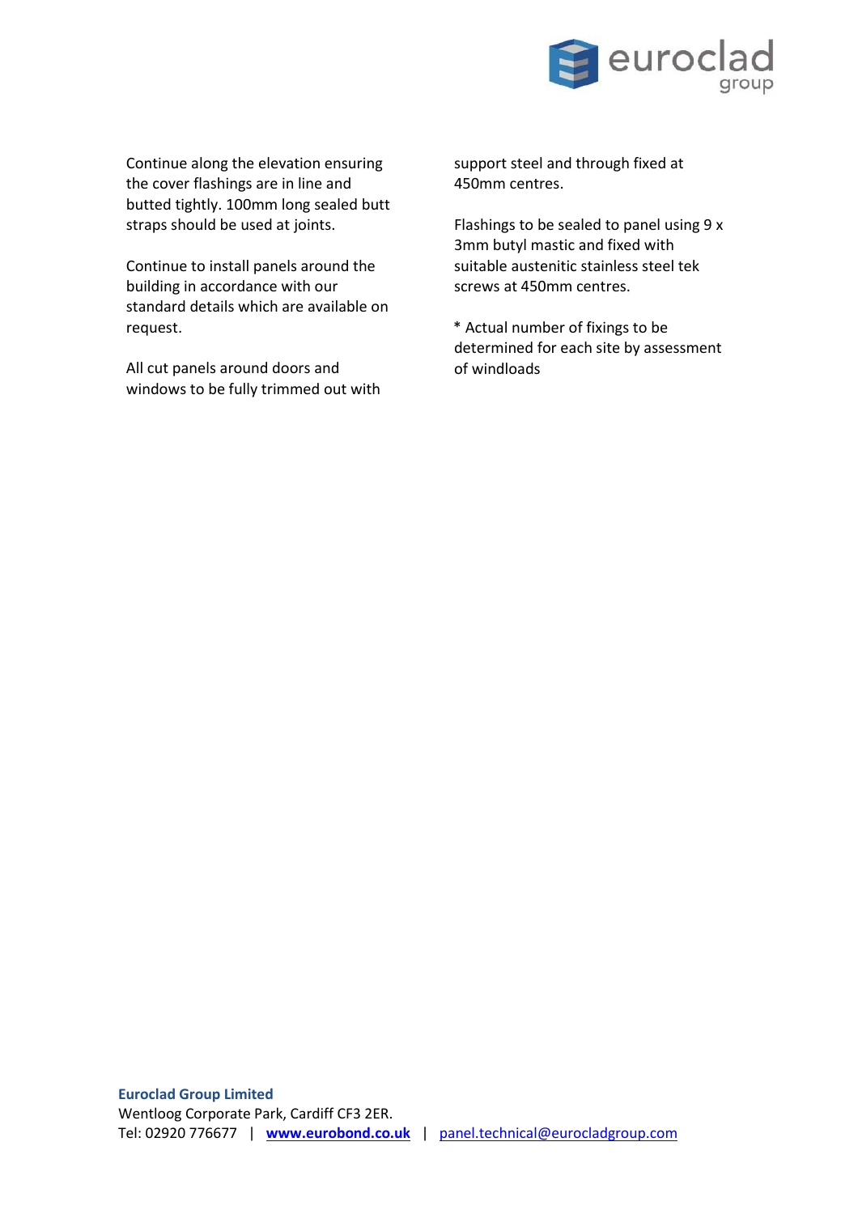Continue along the elevation ensuring the cover flashings are in line and butted tightly. 100mm long sealed butt straps should be used at joints.

Continue to install panels around the building in accordance with our standard details which are available on request.

All cut panels around doors and windows to be fully trimmed out with support steel and through fixed at 450mm centres.

Flashings to be sealed to panel using 9 x 3mm butyl mastic and fixed with suitable austenitic stainless steel tek screws at 450mm centres.

* Actual number of fixings to be determined for each site by assessment of windloads

**Euroclad Group Limited**
Wentloog Corporate Park, Cardiff CF3 2ER.
Tel: 02920 776677 | **www.eurobond.co.uk** | panel.technical@eurocladgroup.com